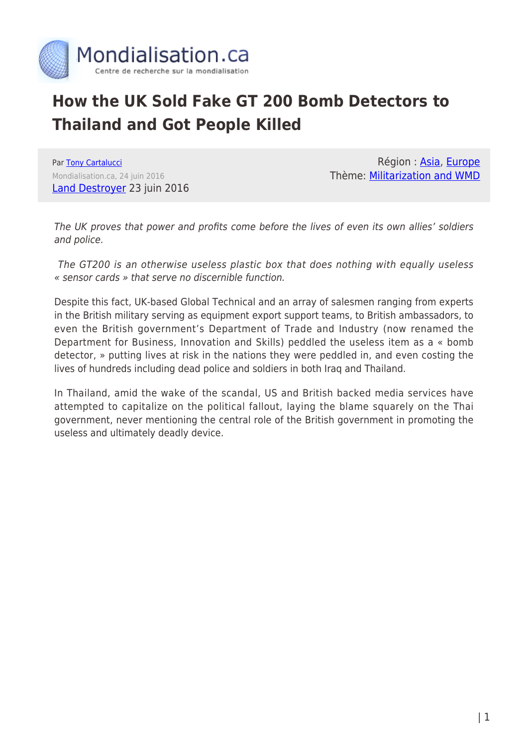# How the UK Sold Fake GT 200 Bomb Detectors to Thailand and Got People Killed

Par Tony Cartalucci
Mondialisation.ca, 24 juin 2016
Land Destroyer 23 juin 2016

Région : Asia, Europe
Thème: Militarization and WMD

*The UK proves that power and profits come before the lives of even its own allies' soldiers and police.*

*The GT200 is an otherwise useless plastic box that does nothing with equally useless « sensor cards » that serve no discernible function.*

Despite this fact, UK-based Global Technical and an array of salesmen ranging from experts in the British military serving as equipment export support teams, to British ambassadors, to even the British government's Department of Trade and Industry (now renamed the Department for Business, Innovation and Skills) peddled the useless item as a « bomb detector, » putting lives at risk in the nations they were peddled in, and even costing the lives of hundreds including dead police and soldiers in both Iraq and Thailand.

In Thailand, amid the wake of the scandal, US and British backed media services have attempted to capitalize on the political fallout, laying the blame squarely on the Thai government, never mentioning the central role of the British government in promoting the useless and ultimately deadly device.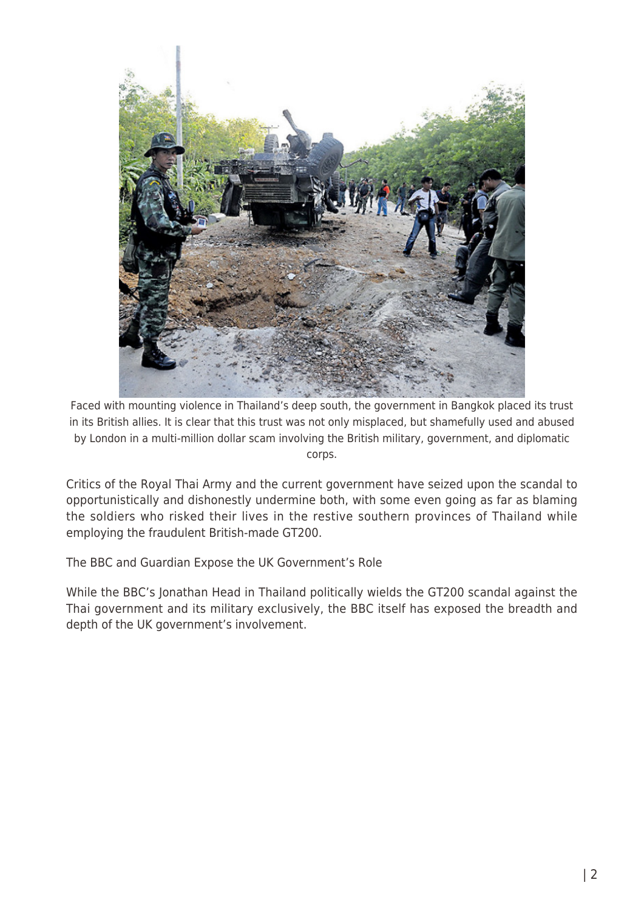Faced with mounting violence in Thailand's deep south, the government in Bangkok placed its trust in its British allies. It is clear that this trust was not only misplaced, but shamefully used and abused by London in a multi-million dollar scam involving the British military, government, and diplomatic corps.

Critics of the Royal Thai Army and the current government have seized upon the scandal to opportunistically and dishonestly undermine both, with some even going as far as blaming the soldiers who risked their lives in the restive southern provinces of Thailand while employing the fraudulent British-made GT200.

## The BBC and Guardian Expose the UK Government's Role

While the BBC's Jonathan Head in Thailand politically wields the GT200 scandal against the Thai government and its military exclusively, the BBC itself has exposed the breadth and depth of the UK government's involvement.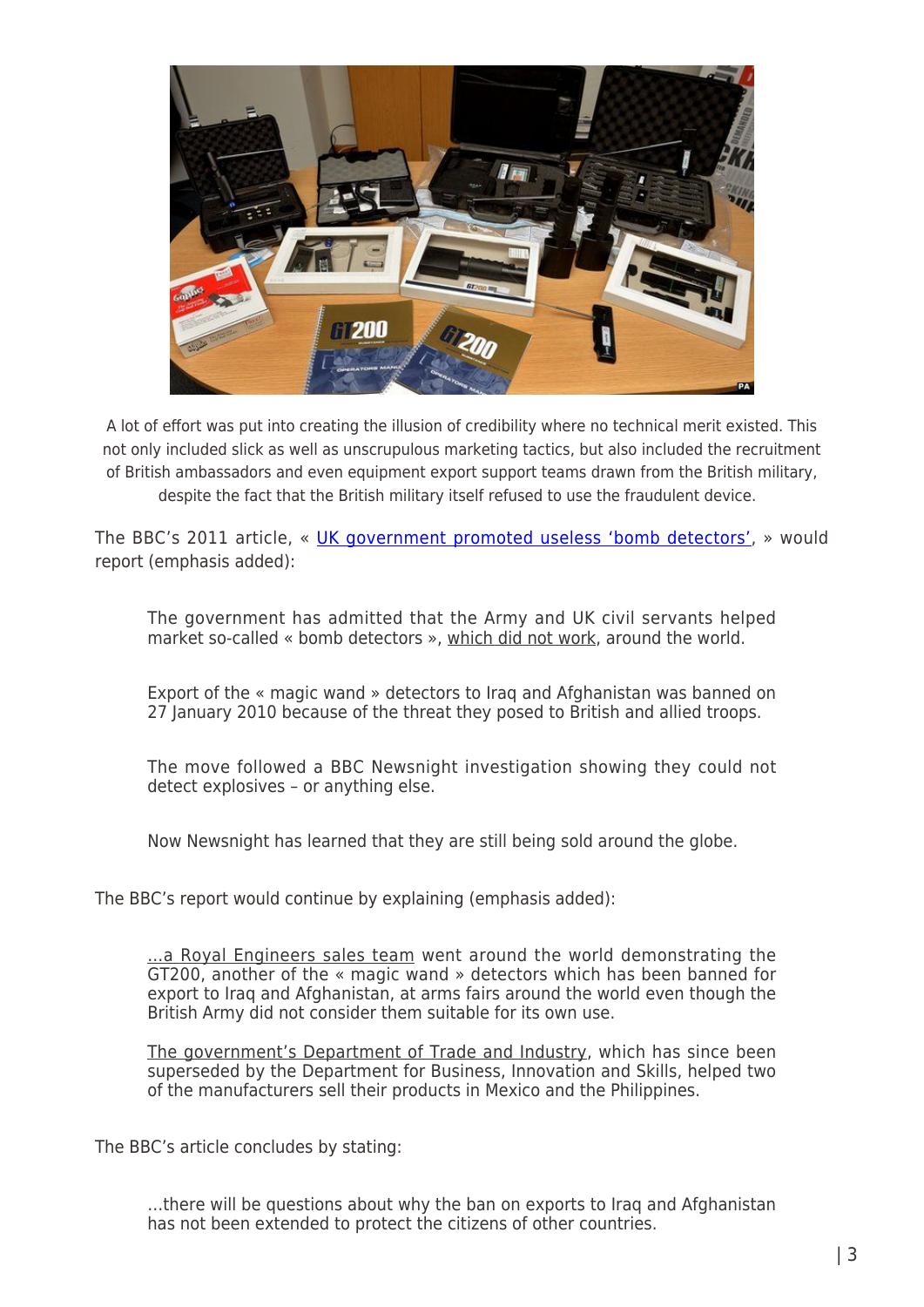A lot of effort was put into creating the illusion of credibility where no technical merit existed. This not only included slick as well as unscrupulous marketing tactics, but also included the recruitment of British ambassadors and even equipment export support teams drawn from the British military, despite the fact that the British military itself refused to use the fraudulent device.

The BBC's 2011 article, « UK government promoted useless 'bomb detectors', » would report (emphasis added):

> The government has admitted that the Army and UK civil servants helped market so-called « bomb detectors », which did not work, around the world.
>
> Export of the « magic wand » detectors to Iraq and Afghanistan was banned on 27 January 2010 because of the threat they posed to British and allied troops.
>
> The move followed a BBC Newsnight investigation showing they could not detect explosives – or anything else.
>
> Now Newsnight has learned that they are still being sold around the globe.

The BBC's report would continue by explaining (emphasis added):

> …a Royal Engineers sales team went around the world demonstrating the GT200, another of the « magic wand » detectors which has been banned for export to Iraq and Afghanistan, at arms fairs around the world even though the British Army did not consider them suitable for its own use.
>
> The government's Department of Trade and Industry, which has since been superseded by the Department for Business, Innovation and Skills, helped two of the manufacturers sell their products in Mexico and the Philippines.

The BBC's article concludes by stating:

> …there will be questions about why the ban on exports to Iraq and Afghanistan has not been extended to protect the citizens of other countries.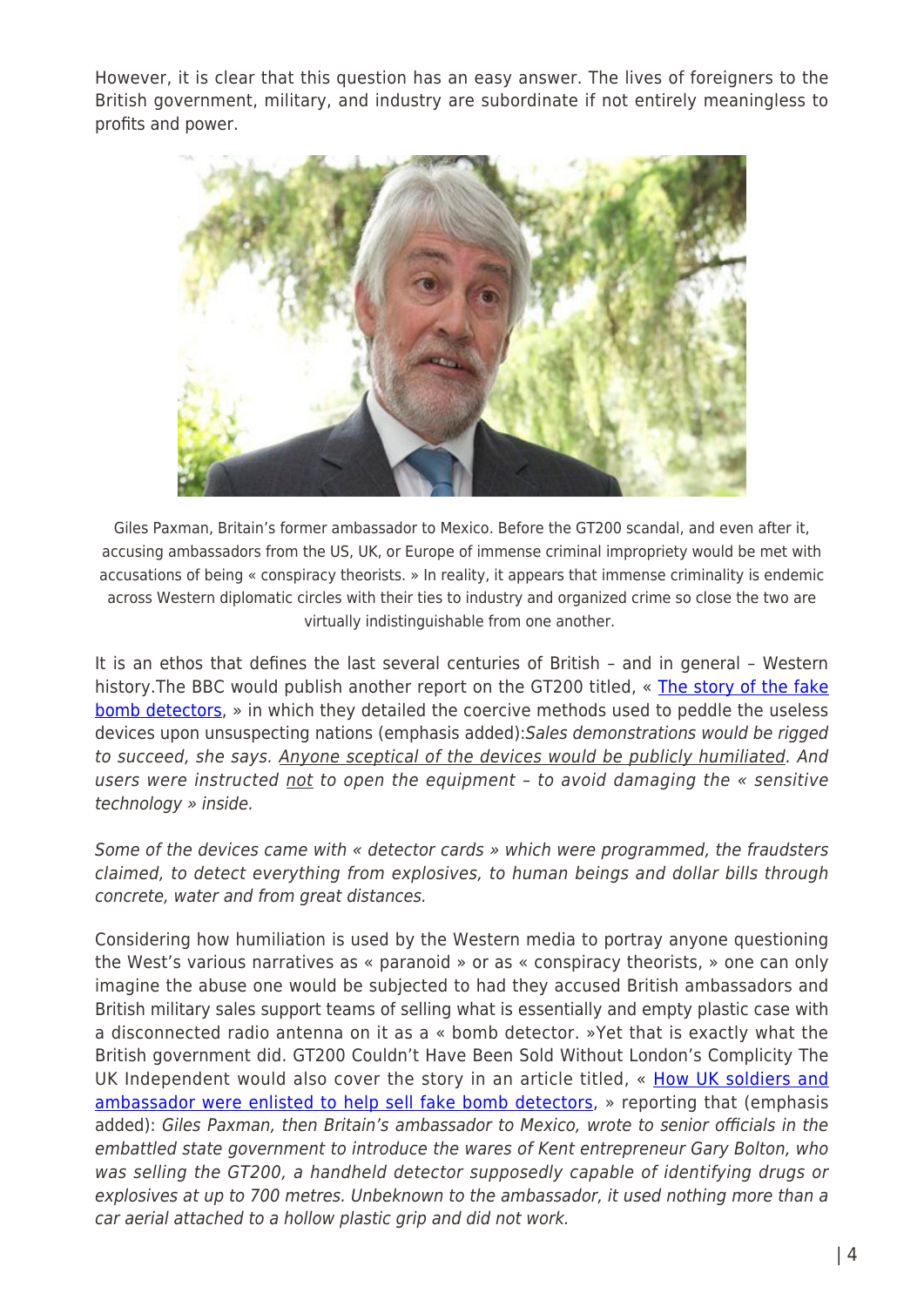However, it is clear that this question has an easy answer. The lives of foreigners to the British government, military, and industry are subordinate if not entirely meaningless to profits and power.

Giles Paxman, Britain's former ambassador to Mexico. Before the GT200 scandal, and even after it, accusing ambassadors from the US, UK, or Europe of immense criminal impropriety would be met with accusations of being « conspiracy theorists. » In reality, it appears that immense criminality is endemic across Western diplomatic circles with their ties to industry and organized crime so close the two are virtually indistinguishable from one another.

It is an ethos that defines the last several centuries of British – and in general – Western history.The BBC would publish another report on the GT200 titled, « [The story of the fake bomb detectors](), » in which they detailed the coercive methods used to peddle the useless devices upon unsuspecting nations (emphasis added):*Sales demonstrations would be rigged to succeed, she says. Anyone sceptical of the devices would be publicly humiliated. And users were instructed not to open the equipment – to avoid damaging the « sensitive technology » inside.*

*Some of the devices came with « detector cards » which were programmed, the fraudsters claimed, to detect everything from explosives, to human beings and dollar bills through concrete, water and from great distances.*

Considering how humiliation is used by the Western media to portray anyone questioning the West's various narratives as « paranoid » or as « conspiracy theorists, » one can only imagine the abuse one would be subjected to had they accused British ambassadors and British military sales support teams of selling what is essentially and empty plastic case with a disconnected radio antenna on it as a « bomb detector. »Yet that is exactly what the British government did. GT200 Couldn't Have Been Sold Without London's Complicity The UK Independent would also cover the story in an article titled, « [How UK soldiers and ambassador were enlisted to help sell fake bomb detectors](), » reporting that (emphasis added): *Giles Paxman, then Britain's ambassador to Mexico, wrote to senior officials in the embattled state government to introduce the wares of Kent entrepreneur Gary Bolton, who was selling the GT200, a handheld detector supposedly capable of identifying drugs or explosives at up to 700 metres. Unbeknown to the ambassador, it used nothing more than a car aerial attached to a hollow plastic grip and did not work.*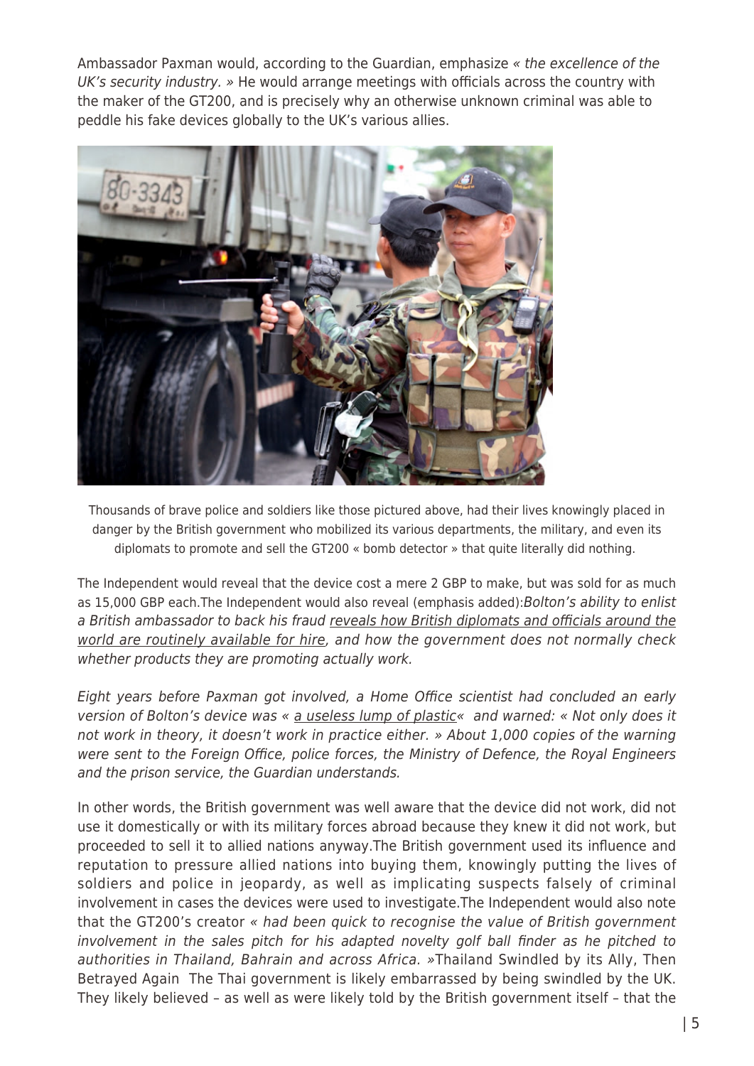Ambassador Paxman would, according to the Guardian, emphasize *« the excellence of the UK's security industry. »* He would arrange meetings with officials across the country with the maker of the GT200, and is precisely why an otherwise unknown criminal was able to peddle his fake devices globally to the UK's various allies.

Thousands of brave police and soldiers like those pictured above, had their lives knowingly placed in danger by the British government who mobilized its various departments, the military, and even its diplomats to promote and sell the GT200 « bomb detector » that quite literally did nothing.

The Independent would reveal that the device cost a mere 2 GBP to make, but was sold for as much as 15,000 GBP each.The Independent would also reveal (emphasis added):*Bolton's ability to enlist a British ambassador to back his fraud reveals how British diplomats and officials around the world are routinely available for hire, and how the government does not normally check whether products they are promoting actually work.*

*Eight years before Paxman got involved, a Home Office scientist had concluded an early version of Bolton's device was « a useless lump of plastic« and warned: « Not only does it not work in theory, it doesn't work in practice either. » About 1,000 copies of the warning were sent to the Foreign Office, police forces, the Ministry of Defence, the Royal Engineers and the prison service, the Guardian understands.*

In other words, the British government was well aware that the device did not work, did not use it domestically or with its military forces abroad because they knew it did not work, but proceeded to sell it to allied nations anyway.The British government used its influence and reputation to pressure allied nations into buying them, knowingly putting the lives of soldiers and police in jeopardy, as well as implicating suspects falsely of criminal involvement in cases the devices were used to investigate.The Independent would also note that the GT200's creator *« had been quick to recognise the value of British government involvement in the sales pitch for his adapted novelty golf ball finder as he pitched to authorities in Thailand, Bahrain and across Africa. »*Thailand Swindled by its Ally, Then Betrayed Again The Thai government is likely embarrassed by being swindled by the UK. They likely believed – as well as were likely told by the British government itself – that the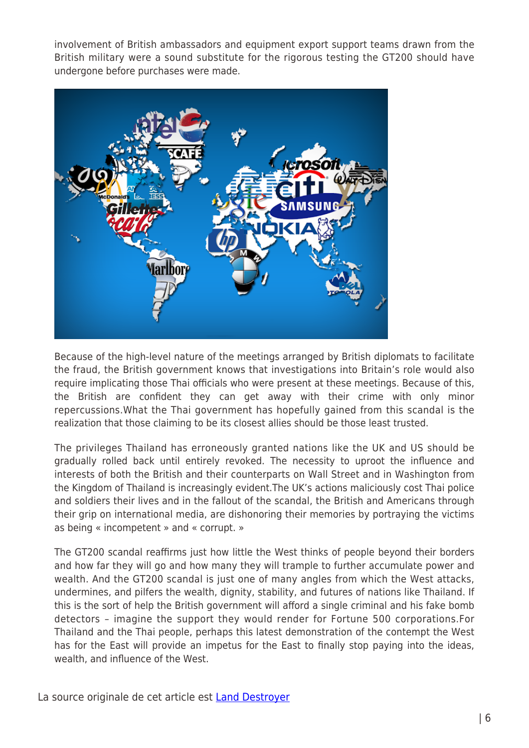involvement of British ambassadors and equipment export support teams drawn from the British military were a sound substitute for the rigorous testing the GT200 should have undergone before purchases were made.

Because of the high-level nature of the meetings arranged by British diplomats to facilitate the fraud, the British government knows that investigations into Britain's role would also require implicating those Thai officials who were present at these meetings. Because of this, the British are confident they can get away with their crime with only minor repercussions.What the Thai government has hopefully gained from this scandal is the realization that those claiming to be its closest allies should be those least trusted.

The privileges Thailand has erroneously granted nations like the UK and US should be gradually rolled back until entirely revoked. The necessity to uproot the influence and interests of both the British and their counterparts on Wall Street and in Washington from the Kingdom of Thailand is increasingly evident.The UK's actions maliciously cost Thai police and soldiers their lives and in the fallout of the scandal, the British and Americans through their grip on international media, are dishonoring their memories by portraying the victims as being « incompetent » and « corrupt. »

The GT200 scandal reaffirms just how little the West thinks of people beyond their borders and how far they will go and how many they will trample to further accumulate power and wealth. And the GT200 scandal is just one of many angles from which the West attacks, undermines, and pilfers the wealth, dignity, stability, and futures of nations like Thailand. If this is the sort of help the British government will afford a single criminal and his fake bomb detectors – imagine the support they would render for Fortune 500 corporations.For Thailand and the Thai people, perhaps this latest demonstration of the contempt the West has for the East will provide an impetus for the East to finally stop paying into the ideas, wealth, and influence of the West.

La source originale de cet article est Land Destroyer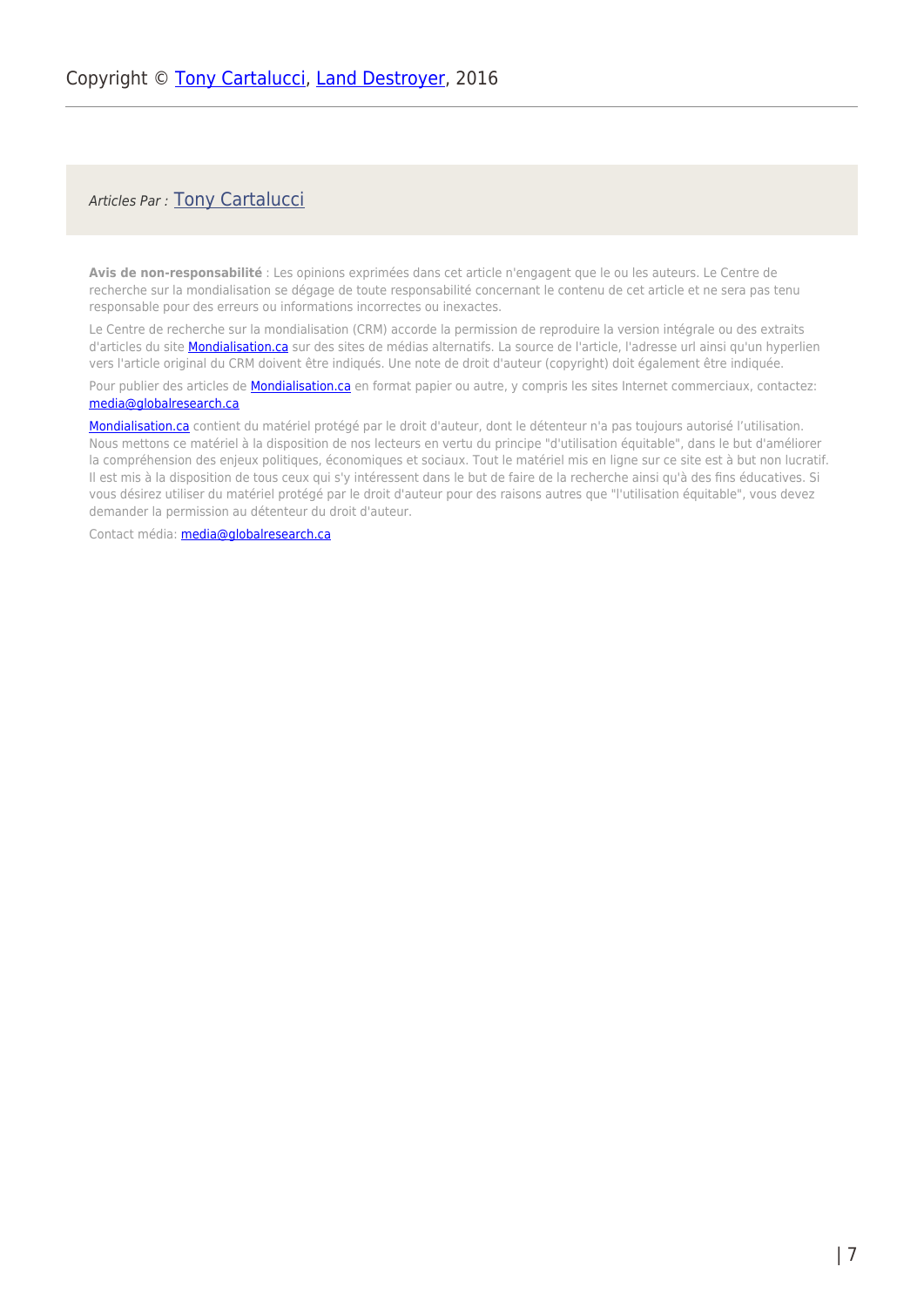Copyright © Tony Cartalucci, Land Destroyer, 2016

*Articles Par :* Tony Cartalucci

**Avis de non-responsabilité** : Les opinions exprimées dans cet article n'engagent que le ou les auteurs. Le Centre de recherche sur la mondialisation se dégage de toute responsabilité concernant le contenu de cet article et ne sera pas tenu responsable pour des erreurs ou informations incorrectes ou inexactes.

Le Centre de recherche sur la mondialisation (CRM) accorde la permission de reproduire la version intégrale ou des extraits d'articles du site Mondialisation.ca sur des sites de médias alternatifs. La source de l'article, l'adresse url ainsi qu'un hyperlien vers l'article original du CRM doivent être indiqués. Une note de droit d'auteur (copyright) doit également être indiquée.

Pour publier des articles de Mondialisation.ca en format papier ou autre, y compris les sites Internet commerciaux, contactez: media@globalresearch.ca

Mondialisation.ca contient du matériel protégé par le droit d'auteur, dont le détenteur n'a pas toujours autorisé l'utilisation. Nous mettons ce matériel à la disposition de nos lecteurs en vertu du principe "d'utilisation équitable", dans le but d'améliorer la compréhension des enjeux politiques, économiques et sociaux. Tout le matériel mis en ligne sur ce site est à but non lucratif. Il est mis à la disposition de tous ceux qui s'y intéressent dans le but de faire de la recherche ainsi qu'à des fins éducatives. Si vous désirez utiliser du matériel protégé par le droit d'auteur pour des raisons autres que "l'utilisation équitable", vous devez demander la permission au détenteur du droit d'auteur.

Contact média: media@globalresearch.ca